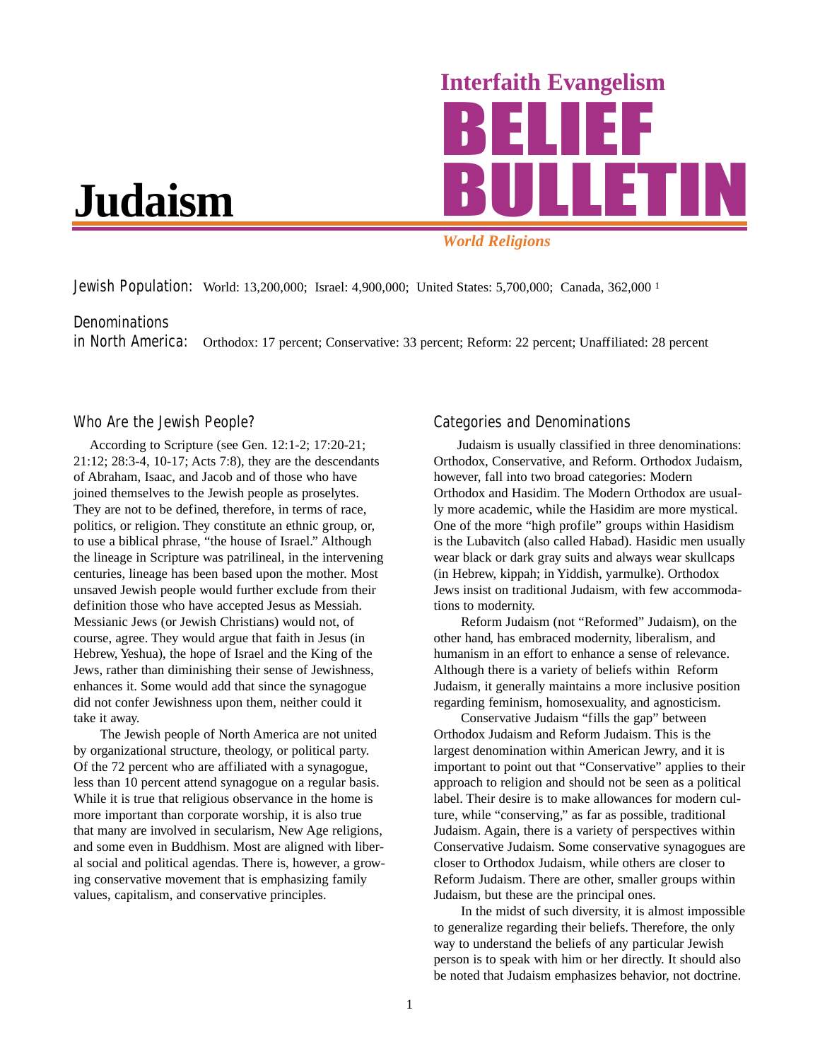# Interfaith Evangelism BELIEF BULLETIN

*World Religions*

# Judaism

**Jewish Population:** World: 13,200,000; Israel: 4,900,000; United States: 5,700,000; Canada, 362,000 [1]

**Denominations in North America:** Orthodox: 17 percent; Conservative: 33 percent; Reform: 22 percent; Unaffiliated: 28 percent

## Who Are the Jewish People?

According to Scripture (see Gen. 12:1-2; 17:20-21; 21:12; 28:3-4, 10-17; Acts 7:8), they are the descendants of Abraham, Isaac, and Jacob and of those who have joined themselves to the Jewish people as proselytes. They are not to be defined, therefore, in terms of race, politics, or religion. They constitute an ethnic group, or, to use a biblical phrase, "the house of Israel." Although the lineage in Scripture was patrilineal, in the intervening centuries, lineage has been based upon the mother. Most unsaved Jewish people would further exclude from their definition those who have accepted Jesus as Messiah. Messianic Jews (or Jewish Christians) would not, of course, agree. They would argue that faith in Jesus (in Hebrew, Yeshua), the hope of Israel and the King of the Jews, rather than diminishing their sense of Jewishness, enhances it. Some would add that since the synagogue did not confer Jewishness upon them, neither could it take it away.

The Jewish people of North America are not united by organizational structure, theology, or political party. Of the 72 percent who are affiliated with a synagogue, less than 10 percent attend synagogue on a regular basis. While it is true that religious observance in the home is more important than corporate worship, it is also true that many are involved in secularism, New Age religions, and some even in Buddhism. Most are aligned with liberal social and political agendas. There is, however, a growing conservative movement that is emphasizing family values, capitalism, and conservative principles.

## Categories and Denominations

Judaism is usually classified in three denominations: Orthodox, Conservative, and Reform. Orthodox Judaism, however, fall into two broad categories: Modern Orthodox and Hasidim. The Modern Orthodox are usually more academic, while the Hasidim are more mystical. One of the more "high profile" groups within Hasidism is the Lubavitch (also called Habad). Hasidic men usually wear black or dark gray suits and always wear skullcaps (in Hebrew, kippah; in Yiddish, yarmulke). Orthodox Jews insist on traditional Judaism, with few accommodations to modernity.

Reform Judaism (not "Reformed" Judaism), on the other hand, has embraced modernity, liberalism, and humanism in an effort to enhance a sense of relevance. Although there is a variety of beliefs within Reform Judaism, it generally maintains a more inclusive position regarding feminism, homosexuality, and agnosticism.

Conservative Judaism "fills the gap" between Orthodox Judaism and Reform Judaism. This is the largest denomination within American Jewry, and it is important to point out that "Conservative" applies to their approach to religion and should not be seen as a political label. Their desire is to make allowances for modern culture, while "conserving," as far as possible, traditional Judaism. Again, there is a variety of perspectives within Conservative Judaism. Some conservative synagogues are closer to Orthodox Judaism, while others are closer to Reform Judaism. There are other, smaller groups within Judaism, but these are the principal ones.

In the midst of such diversity, it is almost impossible to generalize regarding their beliefs. Therefore, the only way to understand the beliefs of any particular Jewish person is to speak with him or her directly. It should also be noted that Judaism emphasizes behavior, not doctrine.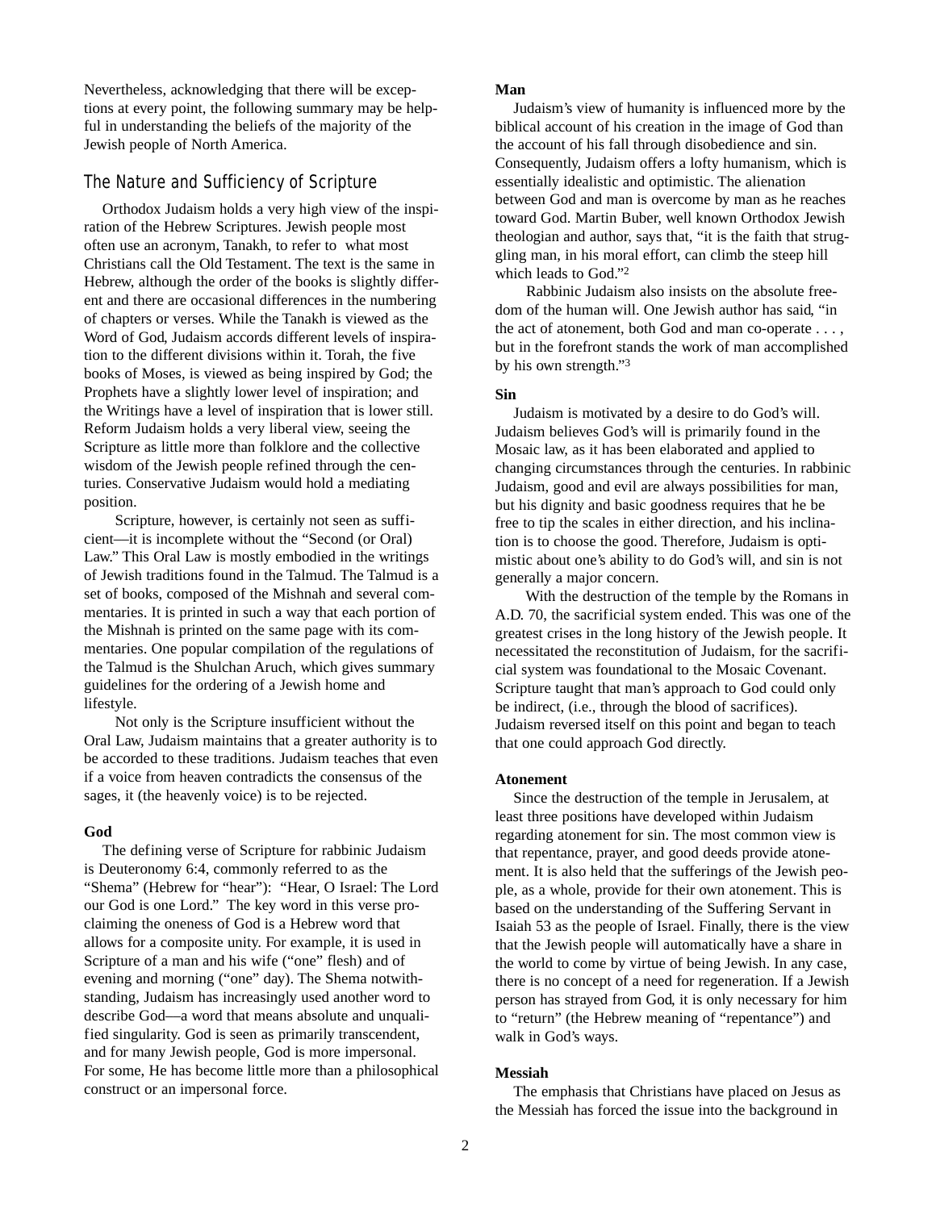Nevertheless, acknowledging that there will be exceptions at every point, the following summary may be helpful in understanding the beliefs of the majority of the Jewish people of North America.

## The Nature and Sufficiency of Scripture

Orthodox Judaism holds a very high view of the inspiration of the Hebrew Scriptures. Jewish people most often use an acronym, Tanakh, to refer to what most Christians call the Old Testament. The text is the same in Hebrew, although the order of the books is slightly different and there are occasional differences in the numbering of chapters or verses. While the Tanakh is viewed as the Word of God, Judaism accords different levels of inspiration to the different divisions within it. Torah, the five books of Moses, is viewed as being inspired by God; the Prophets have a slightly lower level of inspiration; and the Writings have a level of inspiration that is lower still. Reform Judaism holds a very liberal view, seeing the Scripture as little more than folklore and the collective wisdom of the Jewish people refined through the centuries. Conservative Judaism would hold a mediating position.

Scripture, however, is certainly not seen as sufficient—it is incomplete without the "Second (or Oral) Law." This Oral Law is mostly embodied in the writings of Jewish traditions found in the Talmud. The Talmud is a set of books, composed of the Mishnah and several commentaries. It is printed in such a way that each portion of the Mishnah is printed on the same page with its commentaries. One popular compilation of the regulations of the Talmud is the Shulchan Aruch, which gives summary guidelines for the ordering of a Jewish home and lifestyle.

Not only is the Scripture insufficient without the Oral Law, Judaism maintains that a greater authority is to be accorded to these traditions. Judaism teaches that even if a voice from heaven contradicts the consensus of the sages, it (the heavenly voice) is to be rejected.

**God**

The defining verse of Scripture for rabbinic Judaism is Deuteronomy 6:4, commonly referred to as the "Shema" (Hebrew for "hear"): "Hear, O Israel: The Lord our God is one Lord." The key word in this verse proclaiming the oneness of God is a Hebrew word that allows for a composite unity. For example, it is used in Scripture of a man and his wife ("one" flesh) and of evening and morning ("one" day). The Shema notwithstanding, Judaism has increasingly used another word to describe God—a word that means absolute and unqualified singularity. God is seen as primarily transcendent, and for many Jewish people, God is more impersonal. For some, He has become little more than a philosophical construct or an impersonal force.

**Man**

Judaism's view of humanity is influenced more by the biblical account of his creation in the image of God than the account of his fall through disobedience and sin. Consequently, Judaism offers a lofty humanism, which is essentially idealistic and optimistic. The alienation between God and man is overcome by man as he reaches toward God. Martin Buber, well known Orthodox Jewish theologian and author, says that, "it is the faith that struggling man, in his moral effort, can climb the steep hill which leads to God."[2]

Rabbinic Judaism also insists on the absolute freedom of the human will. One Jewish author has said, "in the act of atonement, both God and man co-operate . . . , but in the forefront stands the work of man accomplished by his own strength."[3]

**Sin**

Judaism is motivated by a desire to do God's will. Judaism believes God's will is primarily found in the Mosaic law, as it has been elaborated and applied to changing circumstances through the centuries. In rabbinic Judaism, good and evil are always possibilities for man, but his dignity and basic goodness requires that he be free to tip the scales in either direction, and his inclination is to choose the good. Therefore, Judaism is optimistic about one's ability to do God's will, and sin is not generally a major concern.

With the destruction of the temple by the Romans in A.D. 70, the sacrificial system ended. This was one of the greatest crises in the long history of the Jewish people. It necessitated the reconstitution of Judaism, for the sacrificial system was foundational to the Mosaic Covenant. Scripture taught that man's approach to God could only be indirect, (i.e., through the blood of sacrifices). Judaism reversed itself on this point and began to teach that one could approach God directly.

**Atonement**

Since the destruction of the temple in Jerusalem, at least three positions have developed within Judaism regarding atonement for sin. The most common view is that repentance, prayer, and good deeds provide atonement. It is also held that the sufferings of the Jewish people, as a whole, provide for their own atonement. This is based on the understanding of the Suffering Servant in Isaiah 53 as the people of Israel. Finally, there is the view that the Jewish people will automatically have a share in the world to come by virtue of being Jewish. In any case, there is no concept of a need for regeneration. If a Jewish person has strayed from God, it is only necessary for him to "return" (the Hebrew meaning of "repentance") and walk in God's ways.

**Messiah**

The emphasis that Christians have placed on Jesus as the Messiah has forced the issue into the background in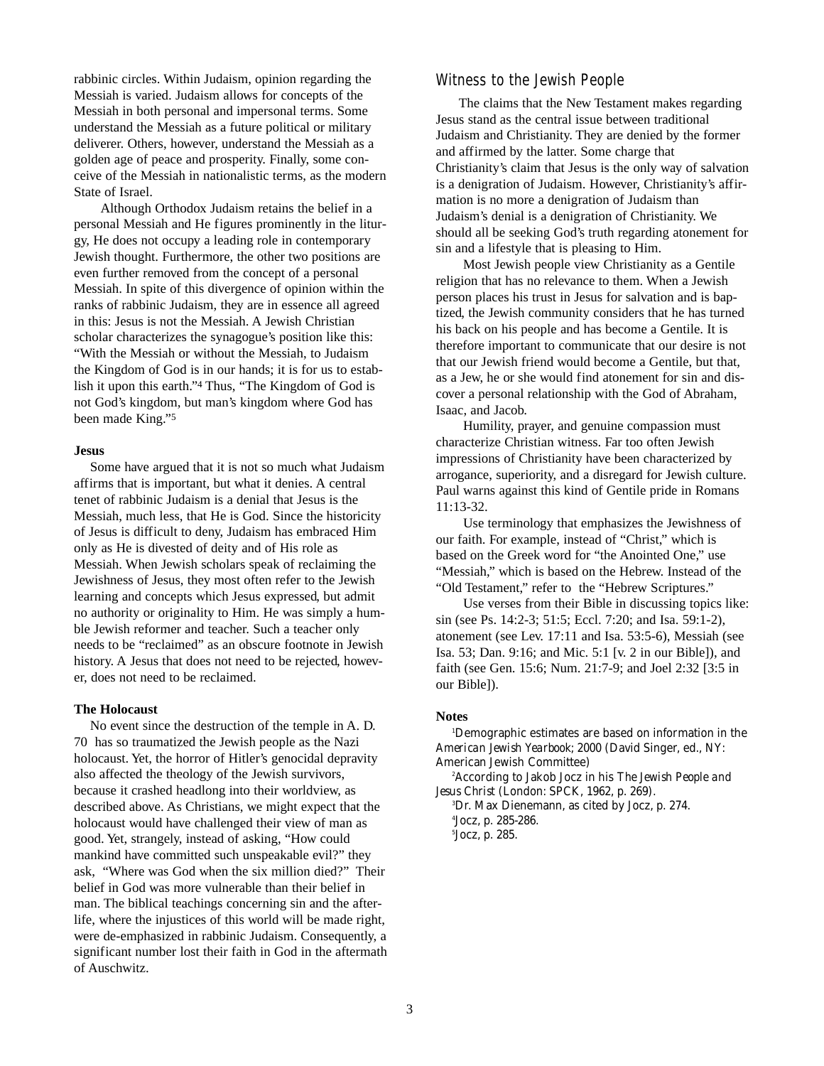rabbinic circles. Within Judaism, opinion regarding the Messiah is varied. Judaism allows for concepts of the Messiah in both personal and impersonal terms. Some understand the Messiah as a future political or military deliverer. Others, however, understand the Messiah as a golden age of peace and prosperity. Finally, some conceive of the Messiah in nationalistic terms, as the modern State of Israel.

Although Orthodox Judaism retains the belief in a personal Messiah and He figures prominently in the liturgy, He does not occupy a leading role in contemporary Jewish thought. Furthermore, the other two positions are even further removed from the concept of a personal Messiah. In spite of this divergence of opinion within the ranks of rabbinic Judaism, they are in essence all agreed in this: Jesus is not the Messiah. A Jewish Christian scholar characterizes the synagogue's position like this: "With the Messiah or without the Messiah, to Judaism the Kingdom of God is in our hands; it is for us to establish it upon this earth."[4] Thus, "The Kingdom of God is not God's kingdom, but man's kingdom where God has been made King."[5]

**Jesus**

Some have argued that it is not so much what Judaism affirms that is important, but what it denies. A central tenet of rabbinic Judaism is a denial that Jesus is the Messiah, much less, that He is God. Since the historicity of Jesus is difficult to deny, Judaism has embraced Him only as He is divested of deity and of His role as Messiah. When Jewish scholars speak of reclaiming the Jewishness of Jesus, they most often refer to the Jewish learning and concepts which Jesus expressed, but admit no authority or originality to Him. He was simply a humble Jewish reformer and teacher. Such a teacher only needs to be "reclaimed" as an obscure footnote in Jewish history. A Jesus that does not need to be rejected, however, does not need to be reclaimed.

**The Holocaust**

No event since the destruction of the temple in A. D. 70 has so traumatized the Jewish people as the Nazi holocaust. Yet, the horror of Hitler's genocidal depravity also affected the theology of the Jewish survivors, because it crashed headlong into their worldview, as described above. As Christians, we might expect that the holocaust would have challenged their view of man as good. Yet, strangely, instead of asking, "How could mankind have committed such unspeakable evil?" they ask, "Where was God when the six million died?" Their belief in God was more vulnerable than their belief in man. The biblical teachings concerning sin and the afterlife, where the injustices of this world will be made right, were de-emphasized in rabbinic Judaism. Consequently, a significant number lost their faith in God in the aftermath of Auschwitz.

## Witness to the Jewish People

The claims that the New Testament makes regarding Jesus stand as the central issue between traditional Judaism and Christianity. They are denied by the former and affirmed by the latter. Some charge that Christianity's claim that Jesus is the only way of salvation is a denigration of Judaism. However, Christianity's affirmation is no more a denigration of Judaism than Judaism's denial is a denigration of Christianity. We should all be seeking God's truth regarding atonement for sin and a lifestyle that is pleasing to Him.

Most Jewish people view Christianity as a Gentile religion that has no relevance to them. When a Jewish person places his trust in Jesus for salvation and is baptized, the Jewish community considers that he has turned his back on his people and has become a Gentile. It is therefore important to communicate that our desire is not that our Jewish friend would become a Gentile, but that, as a Jew, he or she would find atonement for sin and discover a personal relationship with the God of Abraham, Isaac, and Jacob.

Humility, prayer, and genuine compassion must characterize Christian witness. Far too often Jewish impressions of Christianity have been characterized by arrogance, superiority, and a disregard for Jewish culture. Paul warns against this kind of Gentile pride in Romans 11:13-32.

Use terminology that emphasizes the Jewishness of our faith. For example, instead of "Christ," which is based on the Greek word for "the Anointed One," use "Messiah," which is based on the Hebrew. Instead of the "Old Testament," refer to the "Hebrew Scriptures."

Use verses from their Bible in discussing topics like: sin (see Ps. 14:2-3; 51:5; Eccl. 7:20; and Isa. 59:1-2), atonement (see Lev. 17:11 and Isa. 53:5-6), Messiah (see Isa. 53; Dan. 9:16; and Mic. 5:1 [v. 2 in our Bible]), and faith (see Gen. 15:6; Num. 21:7-9; and Joel 2:32 [3:5 in our Bible]).

**Notes**

[1]Demographic estimates are based on information in the *American Jewish Yearbook*; 2000 (David Singer, ed., NY: American Jewish Committee)

[2]According to Jakob Jocz in his *The Jewish People and Jesus Christ* (London: SPCK, 1962, p. 269).

[3]Dr. Max Dienemann, as cited by Jocz, p. 274.

[4]Jocz, p. 285-286.

[5]Jocz, p. 285.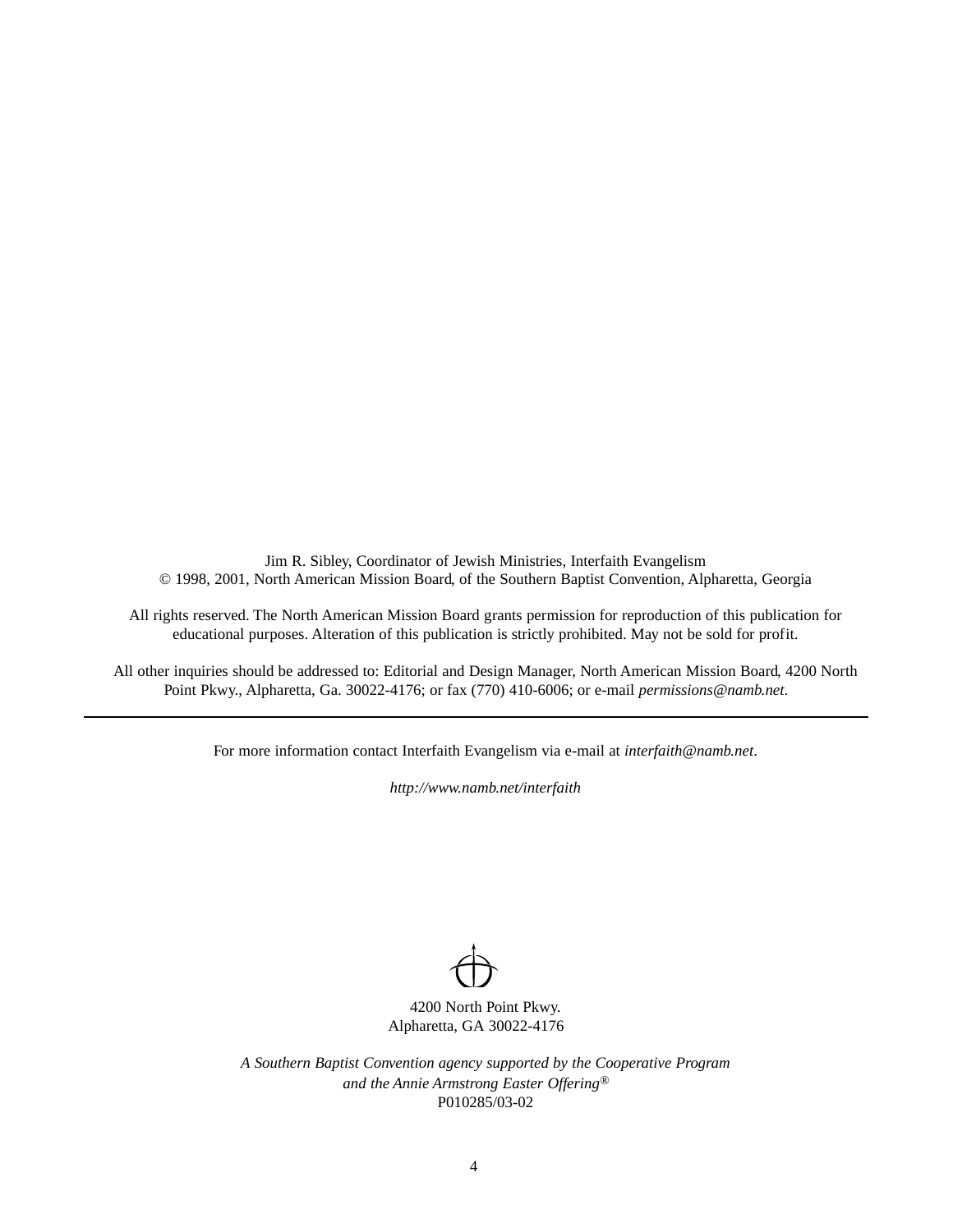Jim R. Sibley, Coordinator of Jewish Ministries, Interfaith Evangelism
© 1998, 2001, North American Mission Board, of the Southern Baptist Convention, Alpharetta, Georgia

All rights reserved. The North American Mission Board grants permission for reproduction of this publication for educational purposes. Alteration of this publication is strictly prohibited. May not be sold for profit.

All other inquiries should be addressed to: Editorial and Design Manager, North American Mission Board, 4200 North Point Pkwy., Alpharetta, Ga. 30022-4176; or fax (770) 410-6006; or e-mail *permissions@namb.net*.

---

For more information contact Interfaith Evangelism via e-mail at *interfaith@namb.net*.

*http://www.namb.net/interfaith*

4200 North Point Pkwy.
Alpharetta, GA 30022-4176

*A Southern Baptist Convention agency supported by the Cooperative Program and the Annie Armstrong Easter Offering®*
P010285/03-02